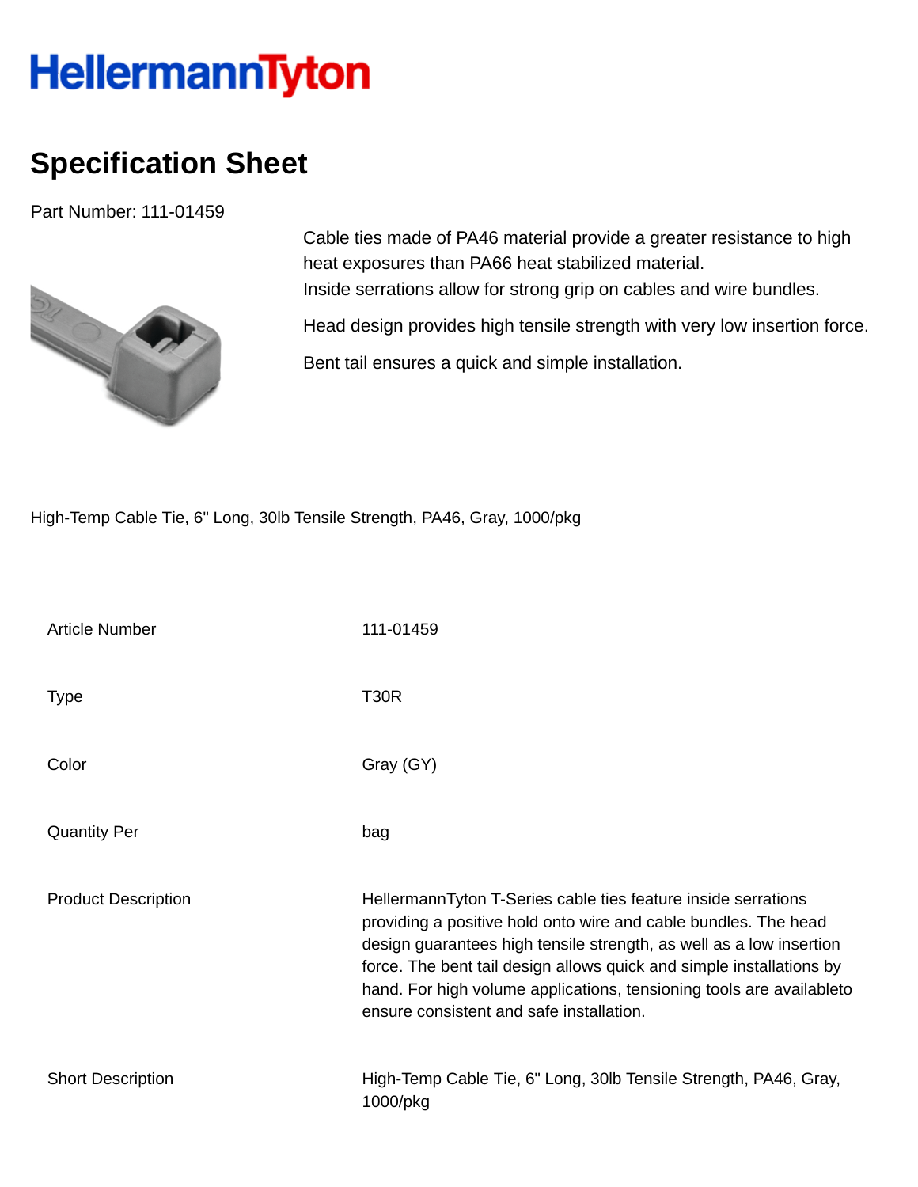HellermannTyton

# Specification Sheet

Part Number: 111-01459

Cable ties made of PA46 material provide a greater resistance to high heat exposures than PA66 heat stabilized material.
Inside serrations allow for strong grip on cables and wire bundles.

Head design provides high tensile strength with very low insertion force.

Bent tail ensures a quick and simple installation.

High-Temp Cable Tie, 6" Long, 30lb Tensile Strength, PA46, Gray, 1000/pkg

| | |
|---|---|
| Article Number | 111-01459 |
| Type | T30R |
| Color | Gray (GY) |
| Quantity Per | bag |
| Product Description | HellermannTyton T-Series cable ties feature inside serrations providing a positive hold onto wire and cable bundles. The head design guarantees high tensile strength, as well as a low insertion force. The bent tail design allows quick and simple installations by hand. For high volume applications, tensioning tools are availableto ensure consistent and safe installation. |
| Short Description | High-Temp Cable Tie, 6" Long, 30lb Tensile Strength, PA46, Gray, 1000/pkg |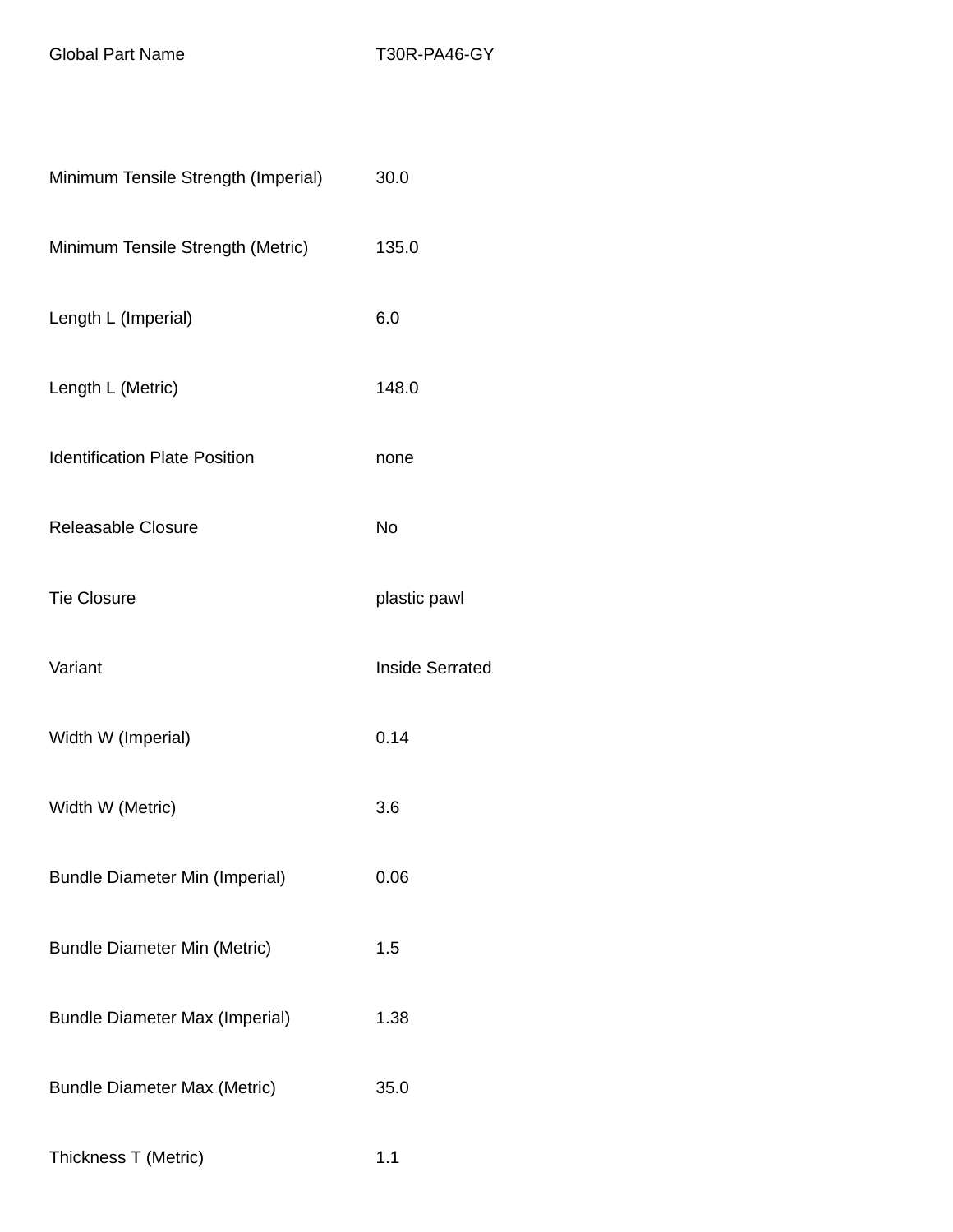| Global Part Name | T30R-PA46-GY |
| --- | --- |
| Minimum Tensile Strength (Imperial) | 30.0 |
| Minimum Tensile Strength (Metric) | 135.0 |
| Length L (Imperial) | 6.0 |
| Length L (Metric) | 148.0 |
| Identification Plate Position | none |
| Releasable Closure | No |
| Tie Closure | plastic pawl |
| Variant | Inside Serrated |
| Width W (Imperial) | 0.14 |
| Width W (Metric) | 3.6 |
| Bundle Diameter Min (Imperial) | 0.06 |
| Bundle Diameter Min (Metric) | 1.5 |
| Bundle Diameter Max (Imperial) | 1.38 |
| Bundle Diameter Max (Metric) | 35.0 |
| Thickness T (Metric) | 1.1 |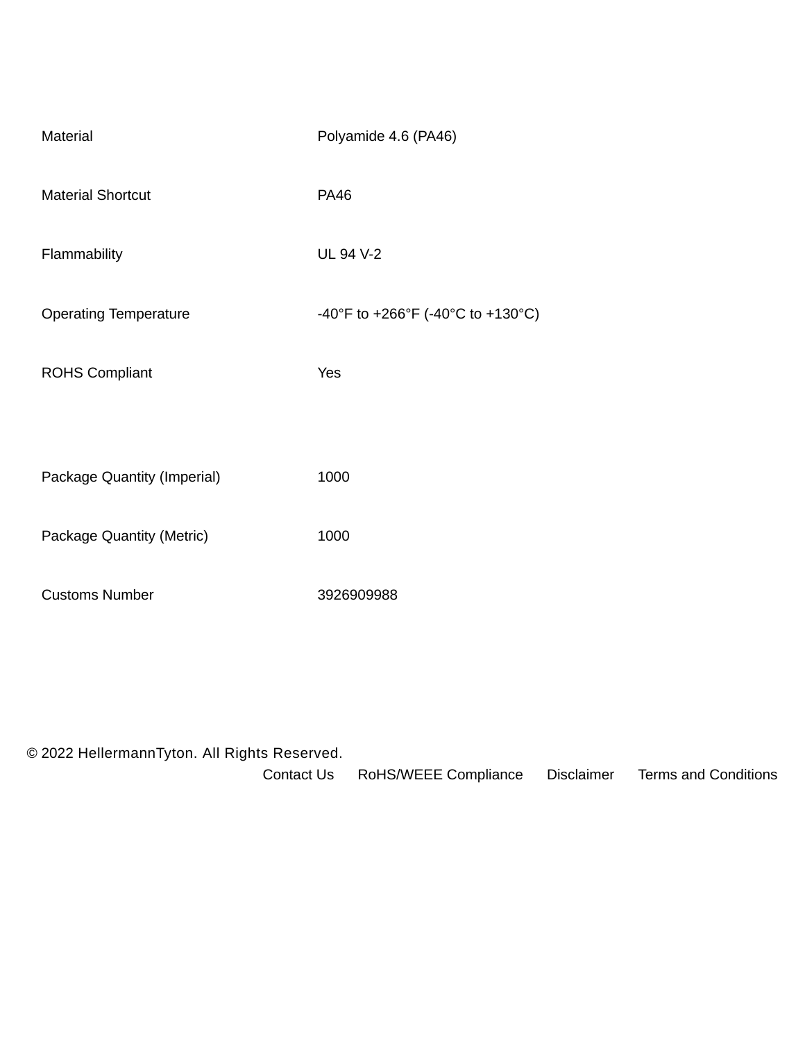| | |
|---|---|
| Material | Polyamide 4.6 (PA46) |
| Material Shortcut | PA46 |
| Flammability | UL 94 V-2 |
| Operating Temperature | -40°F to +266°F (-40°C to +130°C) |
| ROHS Compliant | Yes |

| | |
|---|---|
| Package Quantity (Imperial) | 1000 |
| Package Quantity (Metric) | 1000 |
| Customs Number | 3926909988 |

© 2022 HellermannTyton. All Rights Reserved.

Contact Us RoHS/WEEE Compliance Disclaimer Terms and Conditions